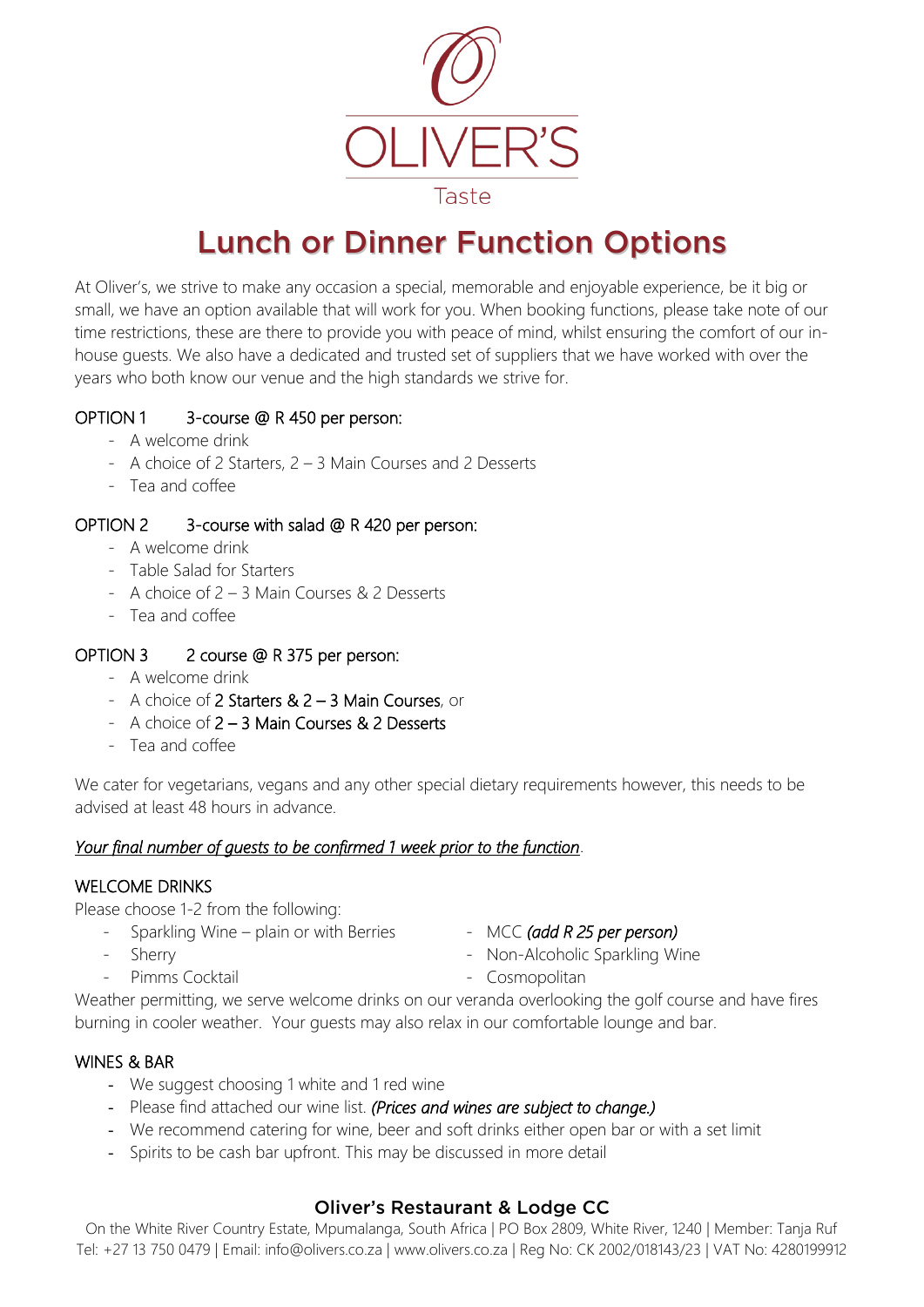OLIVER'S

Taste

# Lunch or Dinner Function Options

At Oliver's, we strive to make any occasion a special, memorable and enjoyable experience, be it big or small, we have an option available that will work for you. When booking functions, please take note of our time restrictions, these are there to provide you with peace of mind, whilst ensuring the comfort of our in-house guests. We also have a dedicated and trusted set of suppliers that we have worked with over the years who both know our venue and the high standards we strive for.

OPTION 1 3-course @ R 450 per person:

- A welcome drink
- A choice of 2 Starters, 2 – 3 Main Courses and 2 Desserts
- Tea and coffee

OPTION 2 3-course with salad @ R 420 per person:

- A welcome drink
- Table Salad for Starters
- A choice of 2 – 3 Main Courses & 2 Desserts
- Tea and coffee

OPTION 3 2 course @ R 375 per person:

- A welcome drink
- A choice of 2 Starters & 2 – 3 Main Courses, or
- A choice of 2 – 3 Main Courses & 2 Desserts
- Tea and coffee

We cater for vegetarians, vegans and any other special dietary requirements however, this needs to be advised at least 48 hours in advance.

*Your final number of guests to be confirmed 1 week prior to the function*.

WELCOME DRINKS

Please choose 1-2 from the following:

- Sparkling Wine – plain or with Berries
- Sherry
- Pimms Cocktail
- MCC *(add R 25 per person)*
- Non-Alcoholic Sparkling Wine
- Cosmopolitan

Weather permitting, we serve welcome drinks on our veranda overlooking the golf course and have fires burning in cooler weather. Your guests may also relax in our comfortable lounge and bar.

WINES & BAR

- We suggest choosing 1 white and 1 red wine
- Please find attached our wine list. *(Prices and wines are subject to change.)*
- We recommend catering for wine, beer and soft drinks either open bar or with a set limit
- Spirits to be cash bar upfront. This may be discussed in more detail

**Oliver's Restaurant & Lodge CC**

On the White River Country Estate, Mpumalanga, South Africa | PO Box 2809, White River, 1240 | Member: Tanja Ruf
Tel: +27 13 750 0479 | Email: info@olivers.co.za | www.olivers.co.za | Reg No: CK 2002/018143/23 | VAT No: 4280199912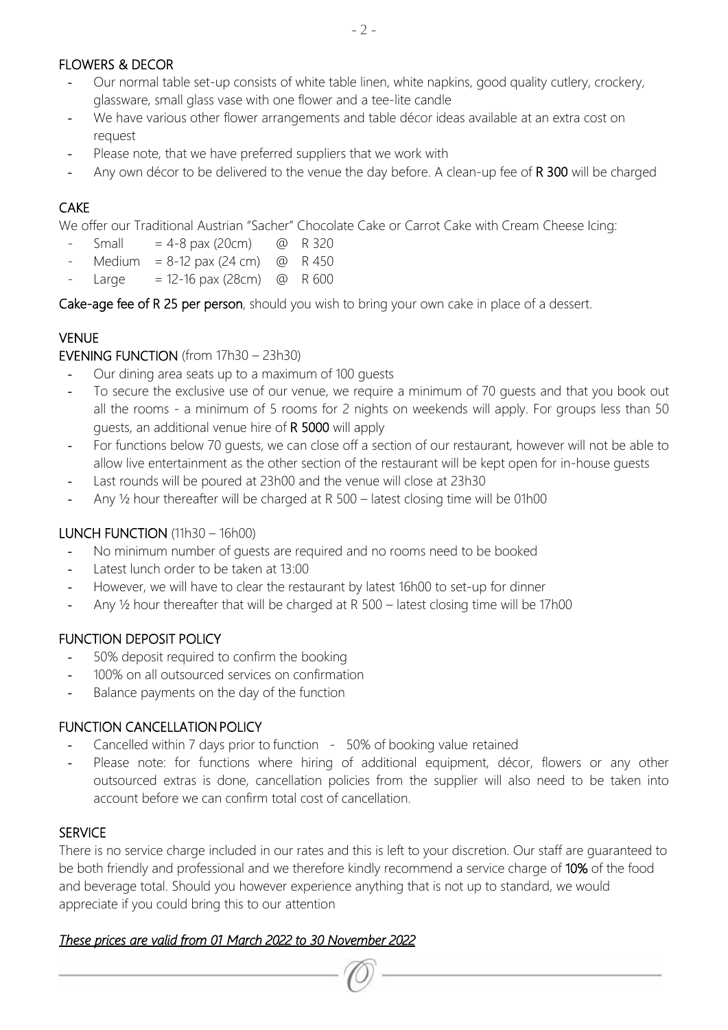## FLOWERS & DECOR

- Our normal table set-up consists of white table linen, white napkins, good quality cutlery, crockery, glassware, small glass vase with one flower and a tee-lite candle
- We have various other flower arrangements and table décor ideas available at an extra cost on request
- Please note, that we have preferred suppliers that we work with
- Any own décor to be delivered to the venue the day before. A clean-up fee of **R 300** will be charged

## CAKE

We offer our Traditional Austrian "Sacher" Chocolate Cake or Carrot Cake with Cream Cheese Icing:

- Small = 4-8 pax (20cm) @ R 320
- Medium = 8-12 pax (24 cm) @ R 450
- Large = 12-16 pax (28cm) @ R 600

**Cake-age fee of R 25 per person**, should you wish to bring your own cake in place of a dessert.

## VENUE

**EVENING FUNCTION** (from 17h30 – 23h30)

- Our dining area seats up to a maximum of 100 guests
- To secure the exclusive use of our venue, we require a minimum of 70 guests and that you book out all the rooms - a minimum of 5 rooms for 2 nights on weekends will apply. For groups less than 50 guests, an additional venue hire of **R 5000** will apply
- For functions below 70 guests, we can close off a section of our restaurant, however will not be able to allow live entertainment as the other section of the restaurant will be kept open for in-house guests
- Last rounds will be poured at 23h00 and the venue will close at 23h30
- Any ½ hour thereafter will be charged at R 500 – latest closing time will be 01h00

**LUNCH FUNCTION** (11h30 – 16h00)

- No minimum number of guests are required and no rooms need to be booked
- Latest lunch order to be taken at 13:00
- However, we will have to clear the restaurant by latest 16h00 to set-up for dinner
- Any ½ hour thereafter that will be charged at R 500 – latest closing time will be 17h00

## FUNCTION DEPOSIT POLICY

- 50% deposit required to confirm the booking
- 100% on all outsourced services on confirmation
- Balance payments on the day of the function

## FUNCTION CANCELLATION POLICY

- Cancelled within 7 days prior to function - 50% of booking value retained
- Please note: for functions where hiring of additional equipment, décor, flowers or any other outsourced extras is done, cancellation policies from the supplier will also need to be taken into account before we can confirm total cost of cancellation.

## SERVICE

There is no service charge included in our rates and this is left to your discretion. Our staff are guaranteed to be both friendly and professional and we therefore kindly recommend a service charge of **10%** of the food and beverage total. Should you however experience anything that is not up to standard, we would appreciate if you could bring this to our attention

*These prices are valid from 01 March 2022 to 30 November 2022*